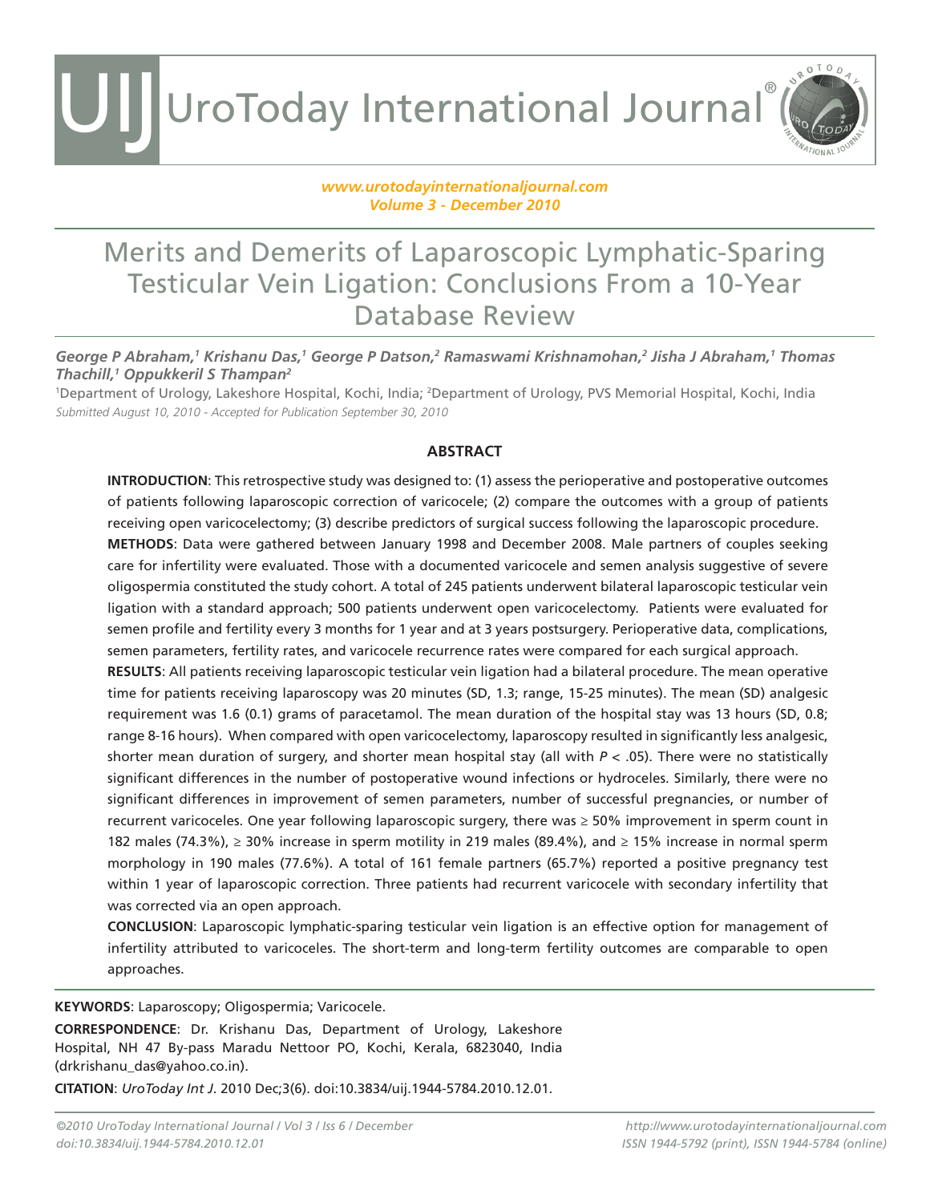# Merits and Demerits of Laparoscopic Lymphatic-Sparing Testicular Vein Ligation: Conclusions From a 10-Year Database Review

***George P Abraham,[1] Krishanu Das,[1] George P Datson,[2] Ramaswami Krishnamohan,[2] Jisha J Abraham,[1] Thomas Thachill,[1] Oppukkeril S Thampan[2]***

[1]Department of Urology, Lakeshore Hospital, Kochi, India; [2]Department of Urology, PVS Memorial Hospital, Kochi, India

*Submitted August 10, 2010 - Accepted for Publication September 30, 2010*

## ABSTRACT

**INTRODUCTION**: This retrospective study was designed to: (1) assess the perioperative and postoperative outcomes of patients following laparoscopic correction of varicocele; (2) compare the outcomes with a group of patients receiving open varicocelectomy; (3) describe predictors of surgical success following the laparoscopic procedure.

**METHODS**: Data were gathered between January 1998 and December 2008. Male partners of couples seeking care for infertility were evaluated. Those with a documented varicocele and semen analysis suggestive of severe oligospermia constituted the study cohort. A total of 245 patients underwent bilateral laparoscopic testicular vein ligation with a standard approach; 500 patients underwent open varicocelectomy. Patients were evaluated for semen profile and fertility every 3 months for 1 year and at 3 years postsurgery. Perioperative data, complications, semen parameters, fertility rates, and varicocele recurrence rates were compared for each surgical approach.

**RESULTS**: All patients receiving laparoscopic testicular vein ligation had a bilateral procedure. The mean operative time for patients receiving laparoscopy was 20 minutes (SD, 1.3; range, 15-25 minutes). The mean (SD) analgesic requirement was 1.6 (0.1) grams of paracetamol. The mean duration of the hospital stay was 13 hours (SD, 0.8; range 8-16 hours). When compared with open varicocelectomy, laparoscopy resulted in significantly less analgesic, shorter mean duration of surgery, and shorter mean hospital stay (all with $P < .05$). There were no statistically significant differences in the number of postoperative wound infections or hydroceles. Similarly, there were no significant differences in improvement of semen parameters, number of successful pregnancies, or number of recurrent varicoceles. One year following laparoscopic surgery, there was ≥ 50% improvement in sperm count in 182 males (74.3%), ≥ 30% increase in sperm motility in 219 males (89.4%), and ≥ 15% increase in normal sperm morphology in 190 males (77.6%). A total of 161 female partners (65.7%) reported a positive pregnancy test within 1 year of laparoscopic correction. Three patients had recurrent varicocele with secondary infertility that was corrected via an open approach.

**CONCLUSION**: Laparoscopic lymphatic-sparing testicular vein ligation is an effective option for management of infertility attributed to varicoceles. The short-term and long-term fertility outcomes are comparable to open approaches.

**KEYWORDS**: Laparoscopy; Oligospermia; Varicocele.

**CORRESPONDENCE**: Dr. Krishanu Das, Department of Urology, Lakeshore Hospital, NH 47 By-pass Maradu Nettoor PO, Kochi, Kerala, 6823040, India (drkrishanu_das@yahoo.co.in).

**CITATION**: *UroToday Int J*. 2010 Dec;3(6). doi:10.3834/uij.1944-5784.2010.12.01.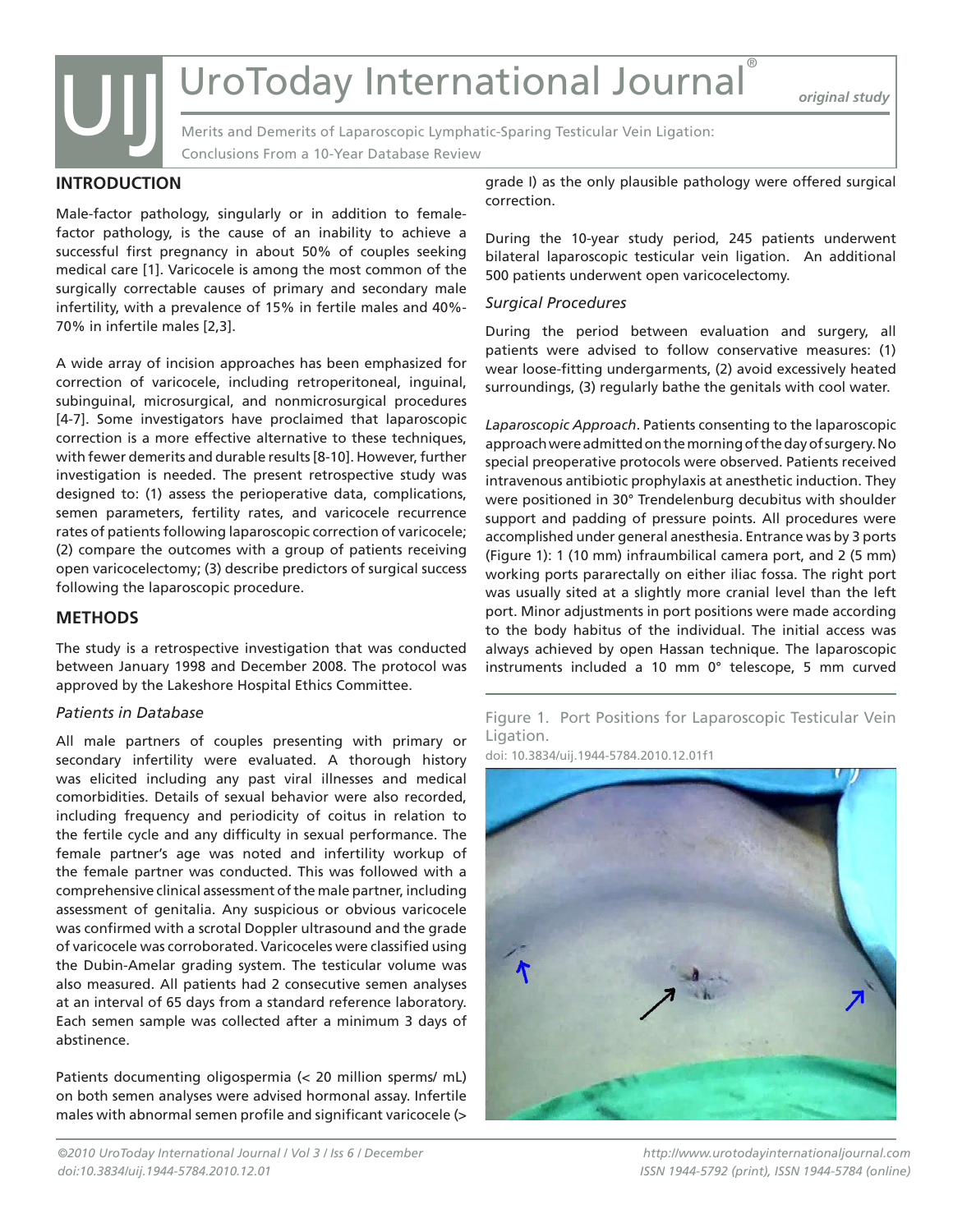## INTRODUCTION

Male-factor pathology, singularly or in addition to female-factor pathology, is the cause of an inability to achieve a successful first pregnancy in about 50% of couples seeking medical care [1]. Varicocele is among the most common of the surgically correctable causes of primary and secondary male infertility, with a prevalence of 15% in fertile males and 40%-70% in infertile males [2,3].

A wide array of incision approaches has been emphasized for correction of varicocele, including retroperitoneal, inguinal, subinguinal, microsurgical, and nonmicrosurgical procedures [4-7]. Some investigators have proclaimed that laparoscopic correction is a more effective alternative to these techniques, with fewer demerits and durable results [8-10]. However, further investigation is needed. The present retrospective study was designed to: (1) assess the perioperative data, complications, semen parameters, fertility rates, and varicocele recurrence rates of patients following laparoscopic correction of varicocele; (2) compare the outcomes with a group of patients receiving open varicocelectomy; (3) describe predictors of surgical success following the laparoscopic procedure.

## METHODS

The study is a retrospective investigation that was conducted between January 1998 and December 2008. The protocol was approved by the Lakeshore Hospital Ethics Committee.

### *Patients in Database*

All male partners of couples presenting with primary or secondary infertility were evaluated. A thorough history was elicited including any past viral illnesses and medical comorbidities. Details of sexual behavior were also recorded, including frequency and periodicity of coitus in relation to the fertile cycle and any difficulty in sexual performance. The female partner's age was noted and infertility workup of the female partner was conducted. This was followed with a comprehensive clinical assessment of the male partner, including assessment of genitalia. Any suspicious or obvious varicocele was confirmed with a scrotal Doppler ultrasound and the grade of varicocele was corroborated. Varicoceles were classified using the Dubin-Amelar grading system. The testicular volume was also measured. All patients had 2 consecutive semen analyses at an interval of 65 days from a standard reference laboratory. Each semen sample was collected after a minimum 3 days of abstinence.

Patients documenting oligospermia (< 20 million sperms/ mL) on both semen analyses were advised hormonal assay. Infertile males with abnormal semen profile and significant varicocele (> grade I) as the only plausible pathology were offered surgical correction.

During the 10-year study period, 245 patients underwent bilateral laparoscopic testicular vein ligation. An additional 500 patients underwent open varicocelectomy.

### *Surgical Procedures*

During the period between evaluation and surgery, all patients were advised to follow conservative measures: (1) wear loose-fitting undergarments, (2) avoid excessively heated surroundings, (3) regularly bathe the genitals with cool water.

*Laparoscopic Approach*. Patients consenting to the laparoscopic approach were admitted on the morning of the day of surgery. No special preoperative protocols were observed. Patients received intravenous antibiotic prophylaxis at anesthetic induction. They were positioned in 30° Trendelenburg decubitus with shoulder support and padding of pressure points. All procedures were accomplished under general anesthesia. Entrance was by 3 ports (Figure 1): 1 (10 mm) infraumbilical camera port, and 2 (5 mm) working ports pararectally on either iliac fossa. The right port was usually sited at a slightly more cranial level than the left port. Minor adjustments in port positions were made according to the body habitus of the individual. The initial access was always achieved by open Hassan technique. The laparoscopic instruments included a 10 mm 0° telescope, 5 mm curved

Figure 1. Port Positions for Laparoscopic Testicular Vein Ligation.
doi: 10.3834/uij.1944-5784.2010.12.01f1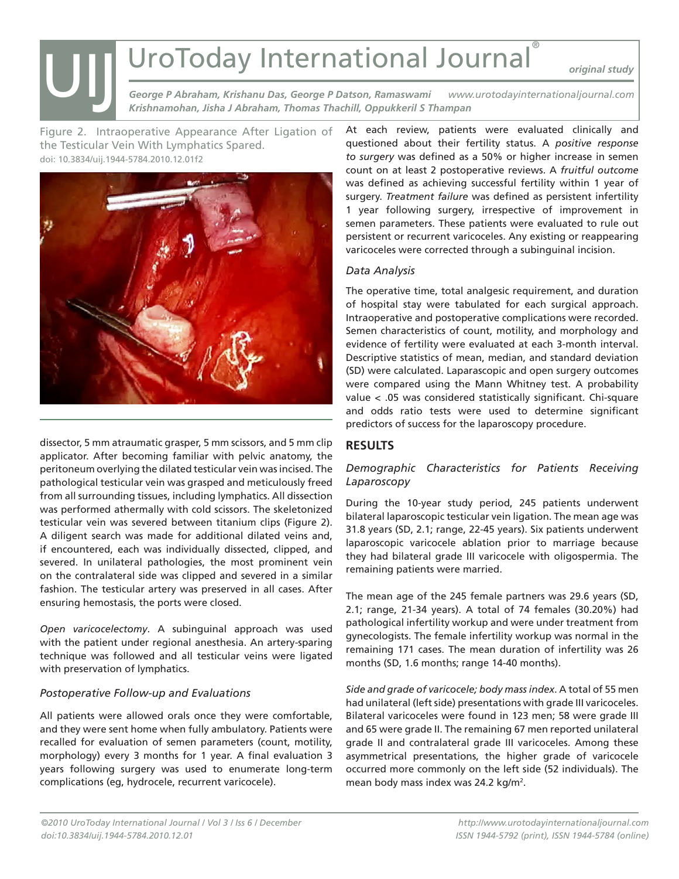Figure 2. Intraoperative Appearance After Ligation of the Testicular Vein With Lymphatics Spared.
doi: 10.3834/uij.1944-5784.2010.12.01f2

dissector, 5 mm atraumatic grasper, 5 mm scissors, and 5 mm clip applicator. After becoming familiar with pelvic anatomy, the peritoneum overlying the dilated testicular vein was incised. The pathological testicular vein was grasped and meticulously freed from all surrounding tissues, including lymphatics. All dissection was performed athermally with cold scissors. The skeletonized testicular vein was severed between titanium clips (Figure 2). A diligent search was made for additional dilated veins and, if encountered, each was individually dissected, clipped, and severed. In unilateral pathologies, the most prominent vein on the contralateral side was clipped and severed in a similar fashion. The testicular artery was preserved in all cases. After ensuring hemostasis, the ports were closed.

*Open varicocelectomy*. A subinguinal approach was used with the patient under regional anesthesia. An artery-sparing technique was followed and all testicular veins were ligated with preservation of lymphatics.

### Postoperative Follow-up and Evaluations

All patients were allowed orals once they were comfortable, and they were sent home when fully ambulatory. Patients were recalled for evaluation of semen parameters (count, motility, morphology) every 3 months for 1 year. A final evaluation 3 years following surgery was used to enumerate long-term complications (eg, hydrocele, recurrent varicocele).

At each review, patients were evaluated clinically and questioned about their fertility status. A *positive response to surgery* was defined as a 50% or higher increase in semen count on at least 2 postoperative reviews. A *fruitful outcome* was defined as achieving successful fertility within 1 year of surgery. *Treatment failure* was defined as persistent infertility 1 year following surgery, irrespective of improvement in semen parameters. These patients were evaluated to rule out persistent or recurrent varicoceles. Any existing or reappearing varicoceles were corrected through a subinguinal incision.

### Data Analysis

The operative time, total analgesic requirement, and duration of hospital stay were tabulated for each surgical approach. Intraoperative and postoperative complications were recorded. Semen characteristics of count, motility, and morphology and evidence of fertility were evaluated at each 3-month interval. Descriptive statistics of mean, median, and standard deviation (SD) were calculated. Laparascopic and open surgery outcomes were compared using the Mann Whitney test. A probability value < .05 was considered statistically significant. Chi-square and odds ratio tests were used to determine significant predictors of success for the laparoscopy procedure.

## RESULTS

### Demographic Characteristics for Patients Receiving Laparoscopy

During the 10-year study period, 245 patients underwent bilateral laparoscopic testicular vein ligation. The mean age was 31.8 years (SD, 2.1; range, 22-45 years). Six patients underwent laparoscopic varicocele ablation prior to marriage because they had bilateral grade III varicocele with oligospermia. The remaining patients were married.

The mean age of the 245 female partners was 29.6 years (SD, 2.1; range, 21-34 years). A total of 74 females (30.20%) had pathological infertility workup and were under treatment from gynecologists. The female infertility workup was normal in the remaining 171 cases. The mean duration of infertility was 26 months (SD, 1.6 months; range 14-40 months).

*Side and grade of varicocele; body mass index*. A total of 55 men had unilateral (left side) presentations with grade III varicoceles. Bilateral varicoceles were found in 123 men; 58 were grade III and 65 were grade II. The remaining 67 men reported unilateral grade II and contralateral grade III varicoceles. Among these asymmetrical presentations, the higher grade of varicocele occurred more commonly on the left side (52 individuals). The mean body mass index was 24.2 kg/m$^2$.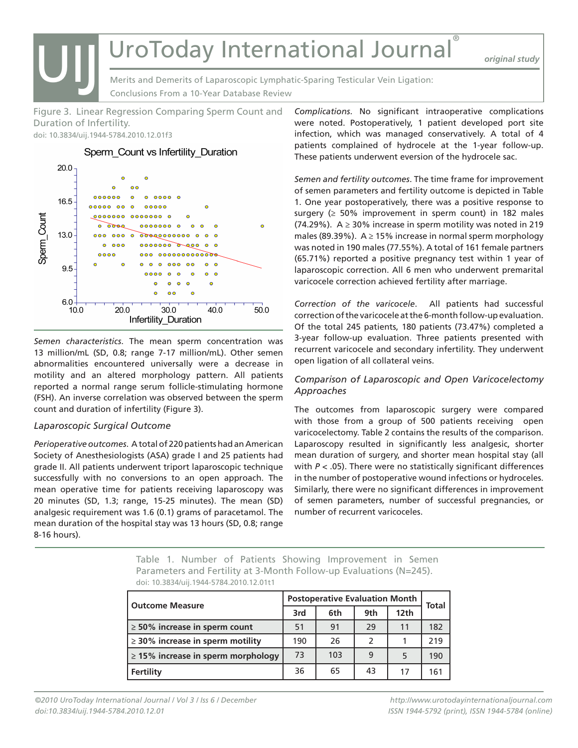Figure 3. Linear Regression Comparing Sperm Count and Duration of Infertility.
doi: 10.3834/uij.1944-5784.2010.12.01f3

*Semen characteristics*. The mean sperm concentration was 13 million/mL (SD, 0.8; range 7-17 million/mL). Other semen abnormalities encountered universally were a decrease in motility and an altered morphology pattern. All patients reported a normal range serum follicle-stimulating hormone (FSH). An inverse correlation was observed between the sperm count and duration of infertility (Figure 3).

### *Laparoscopic Surgical Outcome*

*Perioperative outcomes*. A total of 220 patients had an American Society of Anesthesiologists (ASA) grade I and 25 patients had grade II. All patients underwent triport laparoscopic technique successfully with no conversions to an open approach. The mean operative time for patients receiving laparoscopy was 20 minutes (SD, 1.3; range, 15-25 minutes). The mean (SD) analgesic requirement was 1.6 (0.1) grams of paracetamol. The mean duration of the hospital stay was 13 hours (SD, 0.8; range 8-16 hours).

*Complications*. No significant intraoperative complications were noted. Postoperatively, 1 patient developed port site infection, which was managed conservatively. A total of 4 patients complained of hydrocele at the 1-year follow-up. These patients underwent eversion of the hydrocele sac.

*Semen and fertility outcomes*. The time frame for improvement of semen parameters and fertility outcome is depicted in Table 1. One year postoperatively, there was a positive response to surgery (≥ 50% improvement in sperm count) in 182 males (74.29%). A ≥ 30% increase in sperm motility was noted in 219 males (89.39%). A ≥ 15% increase in normal sperm morphology was noted in 190 males (77.55%). A total of 161 female partners (65.71%) reported a positive pregnancy test within 1 year of laparoscopic correction. All 6 men who underwent premarital varicocele correction achieved fertility after marriage.

*Correction of the varicocele*. All patients had successful correction of the varicocele at the 6-month follow-up evaluation. Of the total 245 patients, 180 patients (73.47%) completed a 3-year follow-up evaluation. Three patients presented with recurrent varicocele and secondary infertility. They underwent open ligation of all collateral veins.

### *Comparison of Laparoscopic and Open Varicocelectomy Approaches*

The outcomes from laparoscopic surgery were compared with those from a group of 500 patients receiving open varicocelectomy. Table 2 contains the results of the comparison. Laparoscopy resulted in significantly less analgesic, shorter mean duration of surgery, and shorter mean hospital stay (all with $P < .05$). There were no statistically significant differences in the number of postoperative wound infections or hydroceles. Similarly, there were no significant differences in improvement of semen parameters, number of successful pregnancies, or number of recurrent varicoceles.

Table 1. Number of Patients Showing Improvement in Semen Parameters and Fertility at 3-Month Follow-up Evaluations (N=245).
doi: 10.3834/uij.1944-5784.2010.12.01t1

| Outcome Measure | Postoperative Evaluation Month | | | | Total |
|---|---|---|---|---|---|
| | 3rd | 6th | 9th | 12th | |
| **≥ 50% increase in sperm count** | 51 | 91 | 29 | 11 | 182 |
| **≥ 30% increase in sperm motility** | 190 | 26 | 2 | 1 | 219 |
| **≥ 15% increase in sperm morphology** | 73 | 103 | 9 | 5 | 190 |
| **Fertility** | 36 | 65 | 43 | 17 | 161 |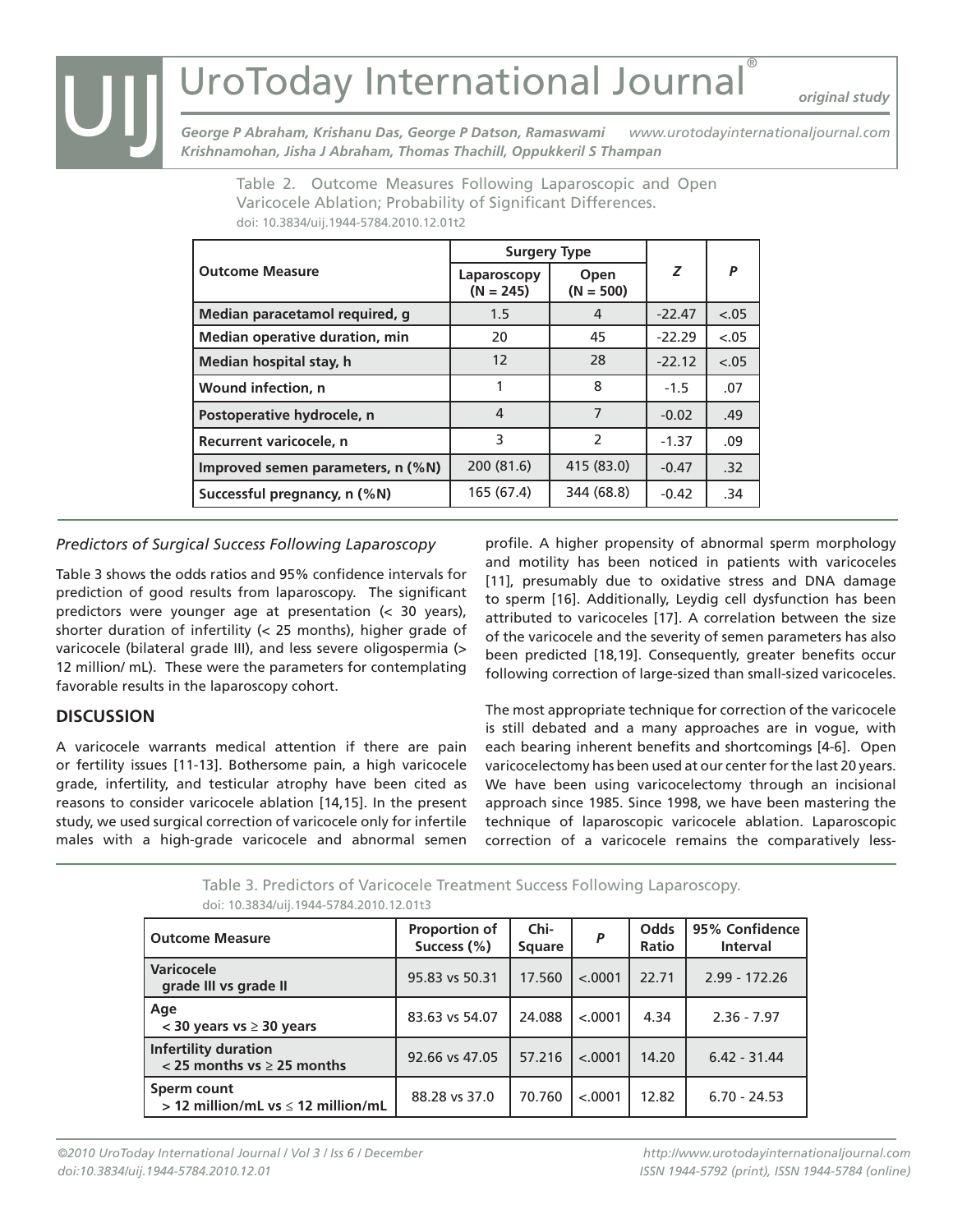Table 2. Outcome Measures Following Laparoscopic and Open Varicocele Ablation; Probability of Significant Differences.
doi: 10.3834/uij.1944-5784.2010.12.01t2

| Outcome Measure | Surgery Type | | Z | P |
|---|---|---|---|---|
| | Laparoscopy (N = 245) | Open (N = 500) | | |
| **Median paracetamol required, g** | 1.5 | 4 | -22.47 | <.05 |
| **Median operative duration, min** | 20 | 45 | -22.29 | <.05 |
| **Median hospital stay, h** | 12 | 28 | -22.12 | <.05 |
| **Wound infection, n** | 1 | 8 | -1.5 | .07 |
| **Postoperative hydrocele, n** | 4 | 7 | -0.02 | .49 |
| **Recurrent varicocele, n** | 3 | 2 | -1.37 | .09 |
| **Improved semen parameters, n (%N)** | 200 (81.6) | 415 (83.0) | -0.47 | .32 |
| **Successful pregnancy, n (%N)** | 165 (67.4) | 344 (68.8) | -0.42 | .34 |

*Predictors of Surgical Success Following Laparoscopy*

Table 3 shows the odds ratios and 95% confidence intervals for prediction of good results from laparoscopy. The significant predictors were younger age at presentation (< 30 years), shorter duration of infertility (< 25 months), higher grade of varicocele (bilateral grade III), and less severe oligospermia (> 12 million/ mL). These were the parameters for contemplating favorable results in the laparoscopy cohort.

## DISCUSSION

A varicocele warrants medical attention if there are pain or fertility issues [11-13]. Bothersome pain, a high varicocele grade, infertility, and testicular atrophy have been cited as reasons to consider varicocele ablation [14,15]. In the present study, we used surgical correction of varicocele only for infertile males with a high-grade varicocele and abnormal semen profile. A higher propensity of abnormal sperm morphology and motility has been noticed in patients with varicoceles [11], presumably due to oxidative stress and DNA damage to sperm [16]. Additionally, Leydig cell dysfunction has been attributed to varicoceles [17]. A correlation between the size of the varicocele and the severity of semen parameters has also been predicted [18,19]. Consequently, greater benefits occur following correction of large-sized than small-sized varicoceles.

The most appropriate technique for correction of the varicocele is still debated and a many approaches are in vogue, with each bearing inherent benefits and shortcomings [4-6]. Open varicocelectomy has been used at our center for the last 20 years. We have been using varicocelectomy through an incisional approach since 1985. Since 1998, we have been mastering the technique of laparoscopic varicocele ablation. Laparoscopic correction of a varicocele remains the comparatively less-

Table 3. Predictors of Varicocele Treatment Success Following Laparoscopy.
doi: 10.3834/uij.1944-5784.2010.12.01t3

| Outcome Measure | Proportion of Success (%) | Chi-Square | P | Odds Ratio | 95% Confidence Interval |
|---|---|---|---|---|---|
| **Varicocele** **grade III vs grade II** | 95.83 vs 50.31 | 17.560 | <.0001 | 22.71 | 2.99 - 172.26 |
| **Age** **< 30 years vs ≥ 30 years** | 83.63 vs 54.07 | 24.088 | <.0001 | 4.34 | 2.36 - 7.97 |
| **Infertility duration** **< 25 months vs ≥ 25 months** | 92.66 vs 47.05 | 57.216 | <.0001 | 14.20 | 6.42 - 31.44 |
| **Sperm count** **> 12 million/mL vs ≤ 12 million/mL** | 88.28 vs 37.0 | 70.760 | <.0001 | 12.82 | 6.70 - 24.53 |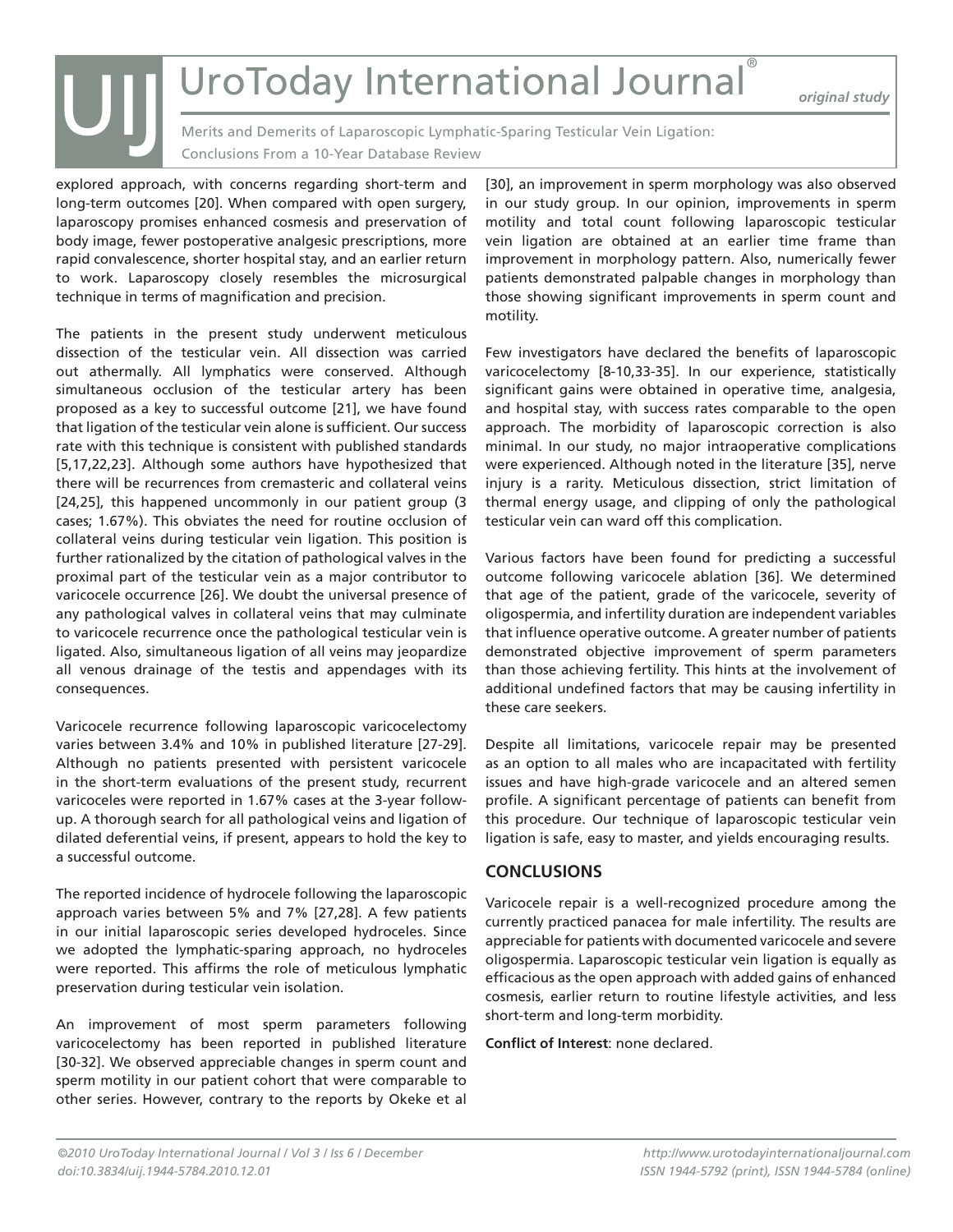explored approach, with concerns regarding short-term and long-term outcomes [20]. When compared with open surgery, laparoscopy promises enhanced cosmesis and preservation of body image, fewer postoperative analgesic prescriptions, more rapid convalescence, shorter hospital stay, and an earlier return to work. Laparoscopy closely resembles the microsurgical technique in terms of magnification and precision.

The patients in the present study underwent meticulous dissection of the testicular vein. All dissection was carried out athermally. All lymphatics were conserved. Although simultaneous occlusion of the testicular artery has been proposed as a key to successful outcome [21], we have found that ligation of the testicular vein alone is sufficient. Our success rate with this technique is consistent with published standards [5,17,22,23]. Although some authors have hypothesized that there will be recurrences from cremasteric and collateral veins [24,25], this happened uncommonly in our patient group (3 cases; 1.67%). This obviates the need for routine occlusion of collateral veins during testicular vein ligation. This position is further rationalized by the citation of pathological valves in the proximal part of the testicular vein as a major contributor to varicocele occurrence [26]. We doubt the universal presence of any pathological valves in collateral veins that may culminate to varicocele recurrence once the pathological testicular vein is ligated. Also, simultaneous ligation of all veins may jeopardize all venous drainage of the testis and appendages with its consequences.

Varicocele recurrence following laparoscopic varicocelectomy varies between 3.4% and 10% in published literature [27-29]. Although no patients presented with persistent varicocele in the short-term evaluations of the present study, recurrent varicoceles were reported in 1.67% cases at the 3-year follow-up. A thorough search for all pathological veins and ligation of dilated deferential veins, if present, appears to hold the key to a successful outcome.

The reported incidence of hydrocele following the laparoscopic approach varies between 5% and 7% [27,28]. A few patients in our initial laparoscopic series developed hydroceles. Since we adopted the lymphatic-sparing approach, no hydroceles were reported. This affirms the role of meticulous lymphatic preservation during testicular vein isolation.

An improvement of most sperm parameters following varicocelectomy has been reported in published literature [30-32]. We observed appreciable changes in sperm count and sperm motility in our patient cohort that were comparable to other series. However, contrary to the reports by Okeke et al [30], an improvement in sperm morphology was also observed in our study group. In our opinion, improvements in sperm motility and total count following laparoscopic testicular vein ligation are obtained at an earlier time frame than improvement in morphology pattern. Also, numerically fewer patients demonstrated palpable changes in morphology than those showing significant improvements in sperm count and motility.

Few investigators have declared the benefits of laparoscopic varicocelectomy [8-10,33-35]. In our experience, statistically significant gains were obtained in operative time, analgesia, and hospital stay, with success rates comparable to the open approach. The morbidity of laparoscopic correction is also minimal. In our study, no major intraoperative complications were experienced. Although noted in the literature [35], nerve injury is a rarity. Meticulous dissection, strict limitation of thermal energy usage, and clipping of only the pathological testicular vein can ward off this complication.

Various factors have been found for predicting a successful outcome following varicocele ablation [36]. We determined that age of the patient, grade of the varicocele, severity of oligospermia, and infertility duration are independent variables that influence operative outcome. A greater number of patients demonstrated objective improvement of sperm parameters than those achieving fertility. This hints at the involvement of additional undefined factors that may be causing infertility in these care seekers.

Despite all limitations, varicocele repair may be presented as an option to all males who are incapacitated with fertility issues and have high-grade varicocele and an altered semen profile. A significant percentage of patients can benefit from this procedure. Our technique of laparoscopic testicular vein ligation is safe, easy to master, and yields encouraging results.

## CONCLUSIONS

Varicocele repair is a well-recognized procedure among the currently practiced panacea for male infertility. The results are appreciable for patients with documented varicocele and severe oligospermia. Laparoscopic testicular vein ligation is equally as efficacious as the open approach with added gains of enhanced cosmesis, earlier return to routine lifestyle activities, and less short-term and long-term morbidity.

**Conflict of Interest**: none declared.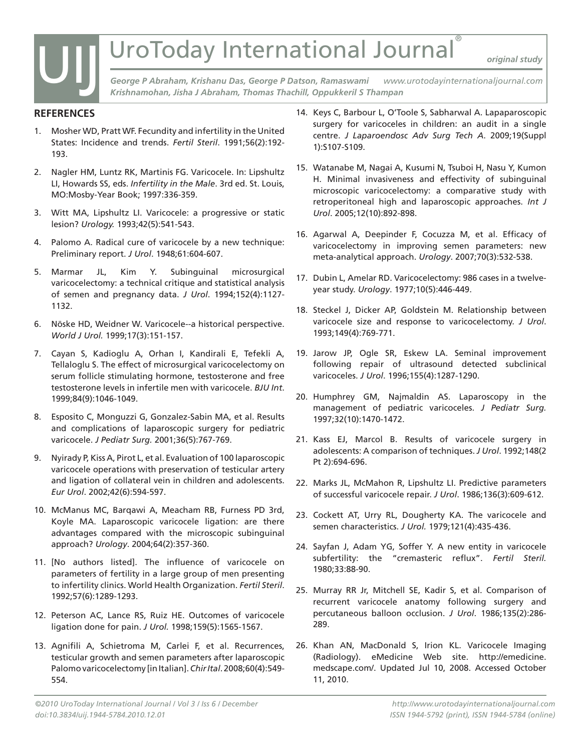## REFERENCES

1. Mosher WD, Pratt WF. Fecundity and infertility in the United States: Incidence and trends. *Fertil Steril*. 1991;56(2):192-193.

2. Nagler HM, Luntz RK, Martinis FG. Varicocele. In: Lipshultz LI, Howards SS, eds. *Infertility in the Male*. 3rd ed. St. Louis, MO:Mosby-Year Book; 1997:336-359.

3. Witt MA, Lipshultz LI. Varicocele: a progressive or static lesion? *Urology.* 1993;42(5):541-543.

4. Palomo A. Radical cure of varicocele by a new technique: Preliminary report. *J Urol*. 1948;61:604-607.

5. Marmar JL, Kim Y. Subinguinal microsurgical varicocelectomy: a technical critique and statistical analysis of semen and pregnancy data. *J Urol*. 1994;152(4):1127-1132.

6. Nöske HD, Weidner W. Varicocele--a historical perspective. *World J Urol.* 1999;17(3):151-157.

7. Cayan S, Kadioglu A, Orhan I, Kandirali E, Tefekli A, Tellaloglu S. The effect of microsurgical varicocelectomy on serum follicle stimulating hormone, testosterone and free testosterone levels in infertile men with varicocele. *BJU Int*. 1999;84(9):1046-1049.

8. Esposito C, Monguzzi G, Gonzalez-Sabin MA, et al. Results and complications of laparoscopic surgery for pediatric varicocele. *J Pediatr Surg.* 2001;36(5):767-769.

9. Nyirady P, Kiss A, Pirot L, et al. Evaluation of 100 laparoscopic varicocele operations with preservation of testicular artery and ligation of collateral vein in children and adolescents. *Eur Urol*. 2002;42(6):594-597.

10. McManus MC, Barqawi A, Meacham RB, Furness PD 3rd, Koyle MA. Laparoscopic varicocele ligation: are there advantages compared with the microscopic subinguinal approach? *Urology*. 2004;64(2):357-360.

11. [No authors listed]. The influence of varicocele on parameters of fertility in a large group of men presenting to infertility clinics. World Health Organization. *Fertil Steril*. 1992;57(6):1289-1293.

12. Peterson AC, Lance RS, Ruiz HE. Outcomes of varicocele ligation done for pain. *J Urol.* 1998;159(5):1565-1567.

13. Agnifili A, Schietroma M, Carlei F, et al. Recurrences, testicular growth and semen parameters after laparoscopic Palomo varicocelectomy [in Italian]. *Chir Ital*. 2008;60(4):549-554.

14. Keys C, Barbour L, O'Toole S, Sabharwal A. Lapaparoscopic surgery for varicoceles in children: an audit in a single centre. *J Laparoendosc Adv Surg Tech A*. 2009;19(Suppl 1):S107-S109.

15. Watanabe M, Nagai A, Kusumi N, Tsuboi H, Nasu Y, Kumon H. Minimal invasiveness and effectivity of subinguinal microscopic varicocelectomy: a comparative study with retroperitoneal high and laparoscopic approaches. *Int J Urol*. 2005;12(10):892-898.

16. Agarwal A, Deepinder F, Cocuzza M, et al. Efficacy of varicocelectomy in improving semen parameters: new meta-analytical approach. *Urology*. 2007;70(3):532-538.

17. Dubin L, Amelar RD. Varicocelectomy: 986 cases in a twelve-year study. *Urology*. 1977;10(5):446-449.

18. Steckel J, Dicker AP, Goldstein M. Relationship between varicocele size and response to varicocelectomy. *J Urol*. 1993;149(4):769-771.

19. Jarow JP, Ogle SR, Eskew LA. Seminal improvement following repair of ultrasound detected subclinical varicoceles. *J Urol*. 1996;155(4):1287-1290.

20. Humphrey GM, Najmaldin AS. Laparoscopy in the management of pediatric varicoceles. *J Pediatr Surg.* 1997;32(10):1470-1472.

21. Kass EJ, Marcol B. Results of varicocele surgery in adolescents: A comparison of techniques. *J Urol*. 1992;148(2 Pt 2):694-696.

22. Marks JL, McMahon R, Lipshultz LI. Predictive parameters of successful varicocele repair. *J Urol*. 1986;136(3):609-612.

23. Cockett AT, Urry RL, Dougherty KA. The varicocele and semen characteristics. *J Urol.* 1979;121(4):435-436.

24. Sayfan J, Adam YG, Soffer Y. A new entity in varicocele subfertility: the "cremasteric reflux". *Fertil Steril.* 1980;33:88-90.

25. Murray RR Jr, Mitchell SE, Kadir S, et al. Comparison of recurrent varicocele anatomy following surgery and percutaneous balloon occlusion. *J Urol*. 1986;135(2):286-289.

26. Khan AN, MacDonald S, Irion KL. Varicocele Imaging (Radiology). eMedicine Web site. http://emedicine.medscape.com/. Updated Jul 10, 2008. Accessed October 11, 2010.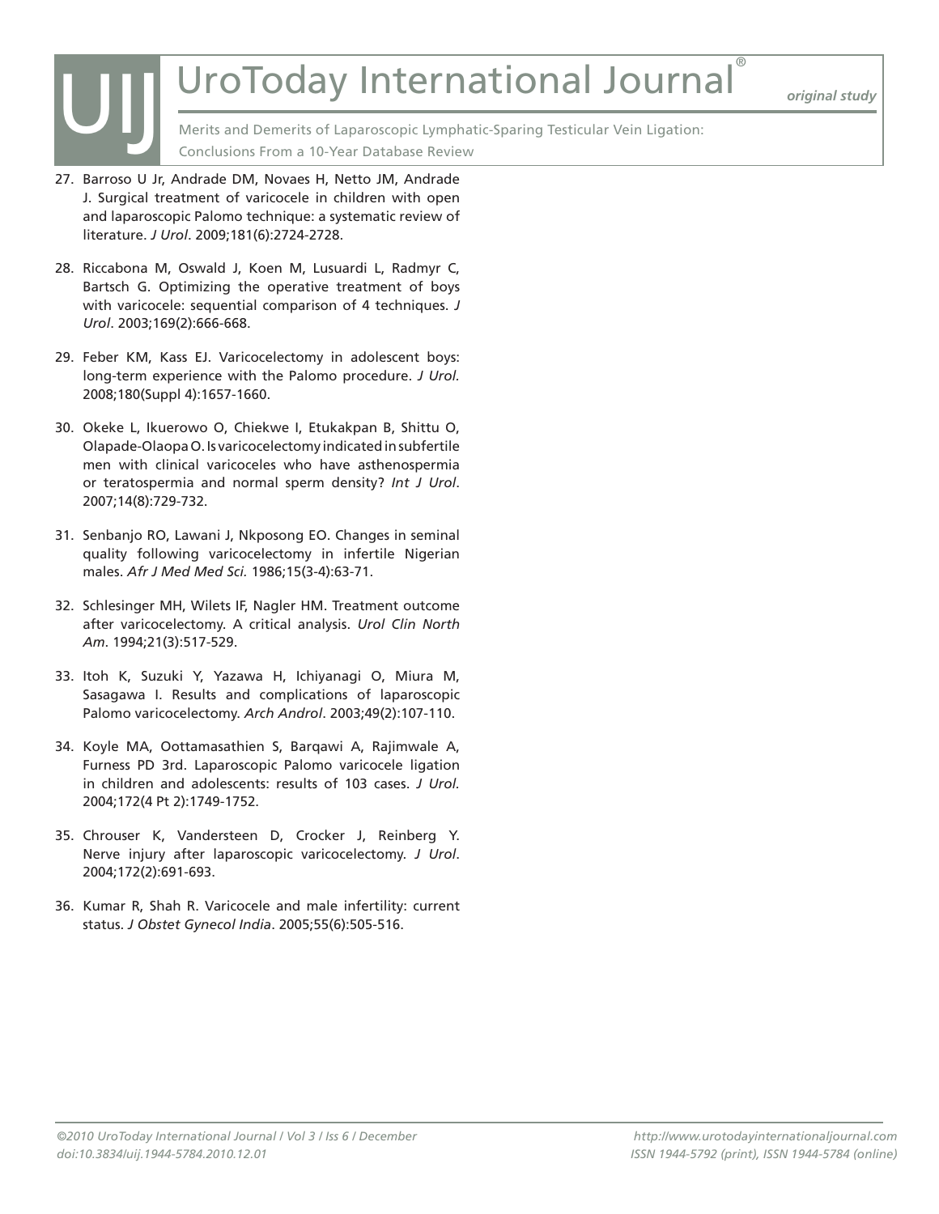27. Barroso U Jr, Andrade DM, Novaes H, Netto JM, Andrade J. Surgical treatment of varicocele in children with open and laparoscopic Palomo technique: a systematic review of literature. *J Urol*. 2009;181(6):2724-2728.

28. Riccabona M, Oswald J, Koen M, Lusuardi L, Radmyr C, Bartsch G. Optimizing the operative treatment of boys with varicocele: sequential comparison of 4 techniques. *J Urol*. 2003;169(2):666-668.

29. Feber KM, Kass EJ. Varicocelectomy in adolescent boys: long-term experience with the Palomo procedure. *J Urol.* 2008;180(Suppl 4):1657-1660.

30. Okeke L, Ikuerowo O, Chiekwe I, Etukakpan B, Shittu O, Olapade-Olaopa O. Is varicocelectomy indicated in subfertile men with clinical varicoceles who have asthenospermia or teratospermia and normal sperm density? *Int J Urol*. 2007;14(8):729-732.

31. Senbanjo RO, Lawani J, Nkposong EO. Changes in seminal quality following varicocelectomy in infertile Nigerian males. *Afr J Med Med Sci.* 1986;15(3-4):63-71.

32. Schlesinger MH, Wilets IF, Nagler HM. Treatment outcome after varicocelectomy. A critical analysis. *Urol Clin North Am*. 1994;21(3):517-529.

33. Itoh K, Suzuki Y, Yazawa H, Ichiyanagi O, Miura M, Sasagawa I. Results and complications of laparoscopic Palomo varicocelectomy. *Arch Androl*. 2003;49(2):107-110.

34. Koyle MA, Oottamasathien S, Barqawi A, Rajimwale A, Furness PD 3rd. Laparoscopic Palomo varicocele ligation in children and adolescents: results of 103 cases. *J Urol.* 2004;172(4 Pt 2):1749-1752.

35. Chrouser K, Vandersteen D, Crocker J, Reinberg Y. Nerve injury after laparoscopic varicocelectomy. *J Urol*. 2004;172(2):691-693.

36. Kumar R, Shah R. Varicocele and male infertility: current status. *J Obstet Gynecol India*. 2005;55(6):505-516.